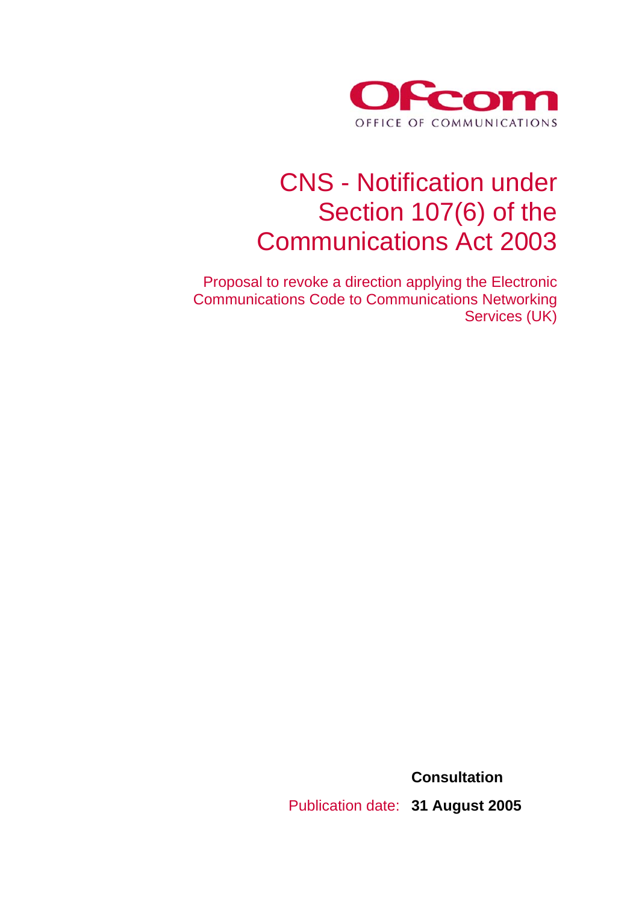Ofcom

OFFICE OF COMMUNICATIONS

# CNS - Notification under Section 107(6) of the Communications Act 2003

Proposal to revoke a direction applying the Electronic Communications Code to Communications Networking Services (UK)

**Consultation**

Publication date: **31 August 2005**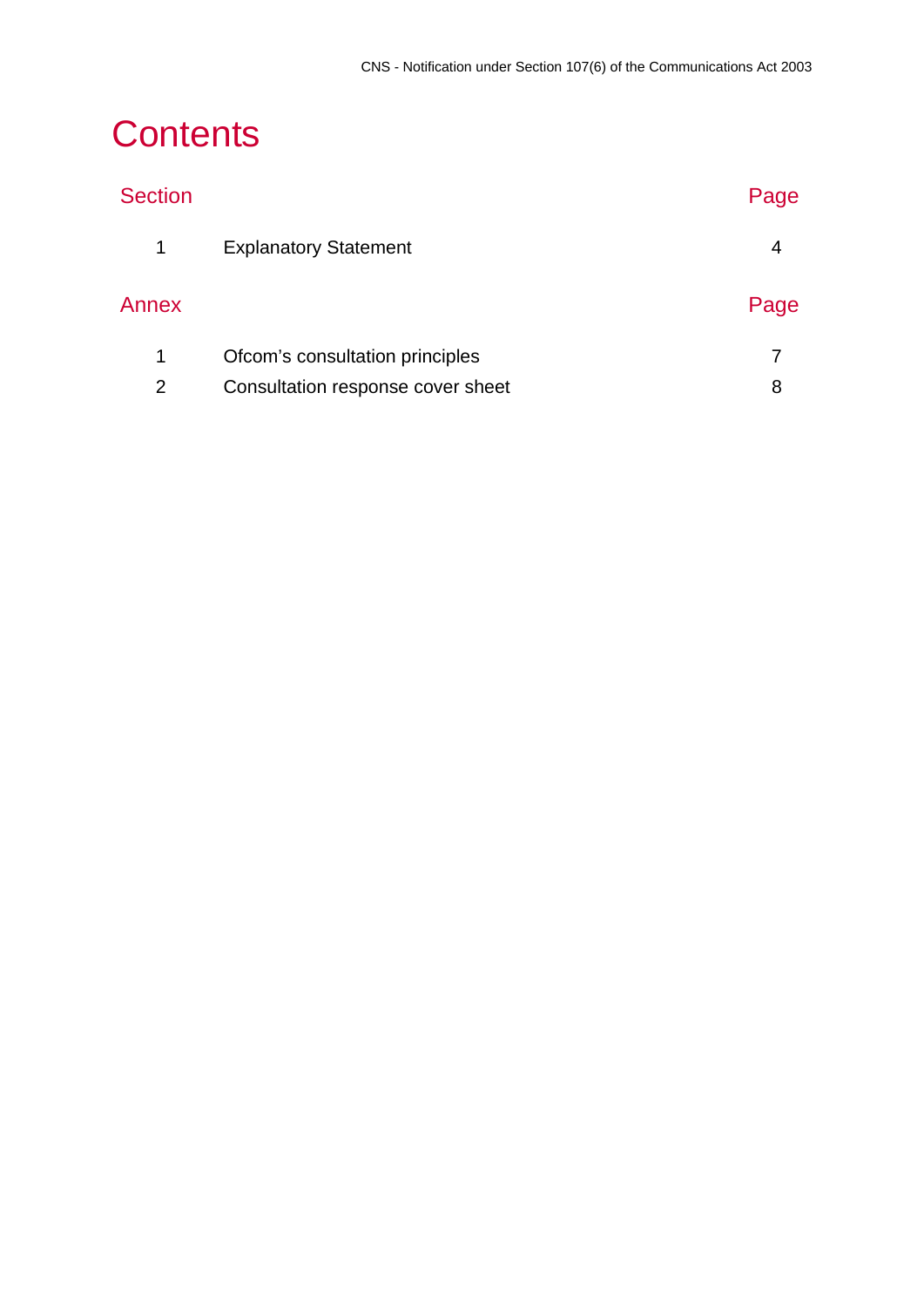# Contents

| Section | | Page |
|---|---|---|
| 1 | Explanatory Statement | 4 |

| Annex | | Page |
|---|---|---|
| 1 | Ofcom's consultation principles | 7 |
| 2 | Consultation response cover sheet | 8 |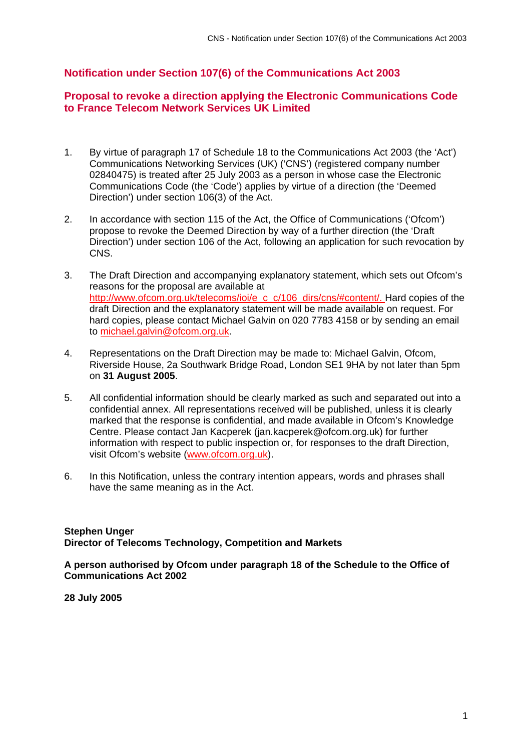## Notification under Section 107(6) of the Communications Act 2003

## Proposal to revoke a direction applying the Electronic Communications Code to France Telecom Network Services UK Limited

1. By virtue of paragraph 17 of Schedule 18 to the Communications Act 2003 (the 'Act') Communications Networking Services (UK) ('CNS') (registered company number 02840475) is treated after 25 July 2003 as a person in whose case the Electronic Communications Code (the 'Code') applies by virtue of a direction (the 'Deemed Direction') under section 106(3) of the Act.

2. In accordance with section 115 of the Act, the Office of Communications ('Ofcom') propose to revoke the Deemed Direction by way of a further direction (the 'Draft Direction') under section 106 of the Act, following an application for such revocation by CNS.

3. The Draft Direction and accompanying explanatory statement, which sets out Ofcom's reasons for the proposal are available at http://www.ofcom.org.uk/telecoms/ioi/e_c_c/106_dirs/cns/#content/. Hard copies of the draft Direction and the explanatory statement will be made available on request. For hard copies, please contact Michael Galvin on 020 7783 4158 or by sending an email to michael.galvin@ofcom.org.uk.

4. Representations on the Draft Direction may be made to: Michael Galvin, Ofcom, Riverside House, 2a Southwark Bridge Road, London SE1 9HA by not later than 5pm on **31 August 2005**.

5. All confidential information should be clearly marked as such and separated out into a confidential annex. All representations received will be published, unless it is clearly marked that the response is confidential, and made available in Ofcom's Knowledge Centre. Please contact Jan Kacperek (jan.kacperek@ofcom.org.uk) for further information with respect to public inspection or, for responses to the draft Direction, visit Ofcom's website (www.ofcom.org.uk).

6. In this Notification, unless the contrary intention appears, words and phrases shall have the same meaning as in the Act.

**Stephen Unger**
**Director of Telecoms Technology, Competition and Markets**

**A person authorised by Ofcom under paragraph 18 of the Schedule to the Office of Communications Act 2002**

**28 July 2005**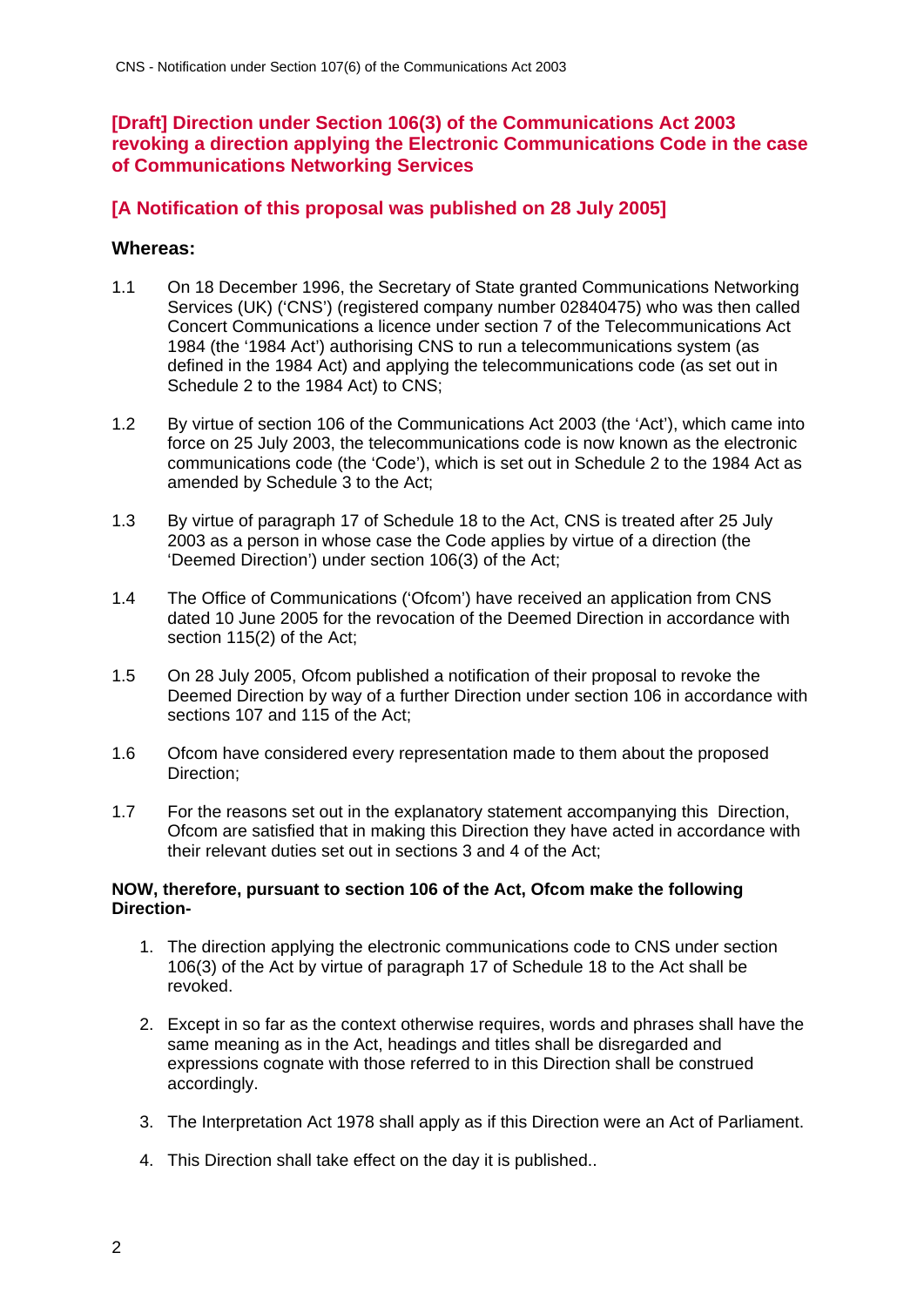## [Draft] Direction under Section 106(3) of the Communications Act 2003 revoking a direction applying the Electronic Communications Code in the case of Communications Networking Services

## [A Notification of this proposal was published on 28 July 2005]

### Whereas:

1.1 On 18 December 1996, the Secretary of State granted Communications Networking Services (UK) ('CNS') (registered company number 02840475) who was then called Concert Communications a licence under section 7 of the Telecommunications Act 1984 (the '1984 Act') authorising CNS to run a telecommunications system (as defined in the 1984 Act) and applying the telecommunications code (as set out in Schedule 2 to the 1984 Act) to CNS;

1.2 By virtue of section 106 of the Communications Act 2003 (the 'Act'), which came into force on 25 July 2003, the telecommunications code is now known as the electronic communications code (the 'Code'), which is set out in Schedule 2 to the 1984 Act as amended by Schedule 3 to the Act;

1.3 By virtue of paragraph 17 of Schedule 18 to the Act, CNS is treated after 25 July 2003 as a person in whose case the Code applies by virtue of a direction (the 'Deemed Direction') under section 106(3) of the Act;

1.4 The Office of Communications ('Ofcom') have received an application from CNS dated 10 June 2005 for the revocation of the Deemed Direction in accordance with section 115(2) of the Act;

1.5 On 28 July 2005, Ofcom published a notification of their proposal to revoke the Deemed Direction by way of a further Direction under section 106 in accordance with sections 107 and 115 of the Act;

1.6 Ofcom have considered every representation made to them about the proposed Direction;

1.7 For the reasons set out in the explanatory statement accompanying this Direction, Ofcom are satisfied that in making this Direction they have acted in accordance with their relevant duties set out in sections 3 and 4 of the Act;

**NOW, therefore, pursuant to section 106 of the Act, Ofcom make the following Direction-**

1. The direction applying the electronic communications code to CNS under section 106(3) of the Act by virtue of paragraph 17 of Schedule 18 to the Act shall be revoked.
2. Except in so far as the context otherwise requires, words and phrases shall have the same meaning as in the Act, headings and titles shall be disregarded and expressions cognate with those referred to in this Direction shall be construed accordingly.
3. The Interpretation Act 1978 shall apply as if this Direction were an Act of Parliament.
4. This Direction shall take effect on the day it is published..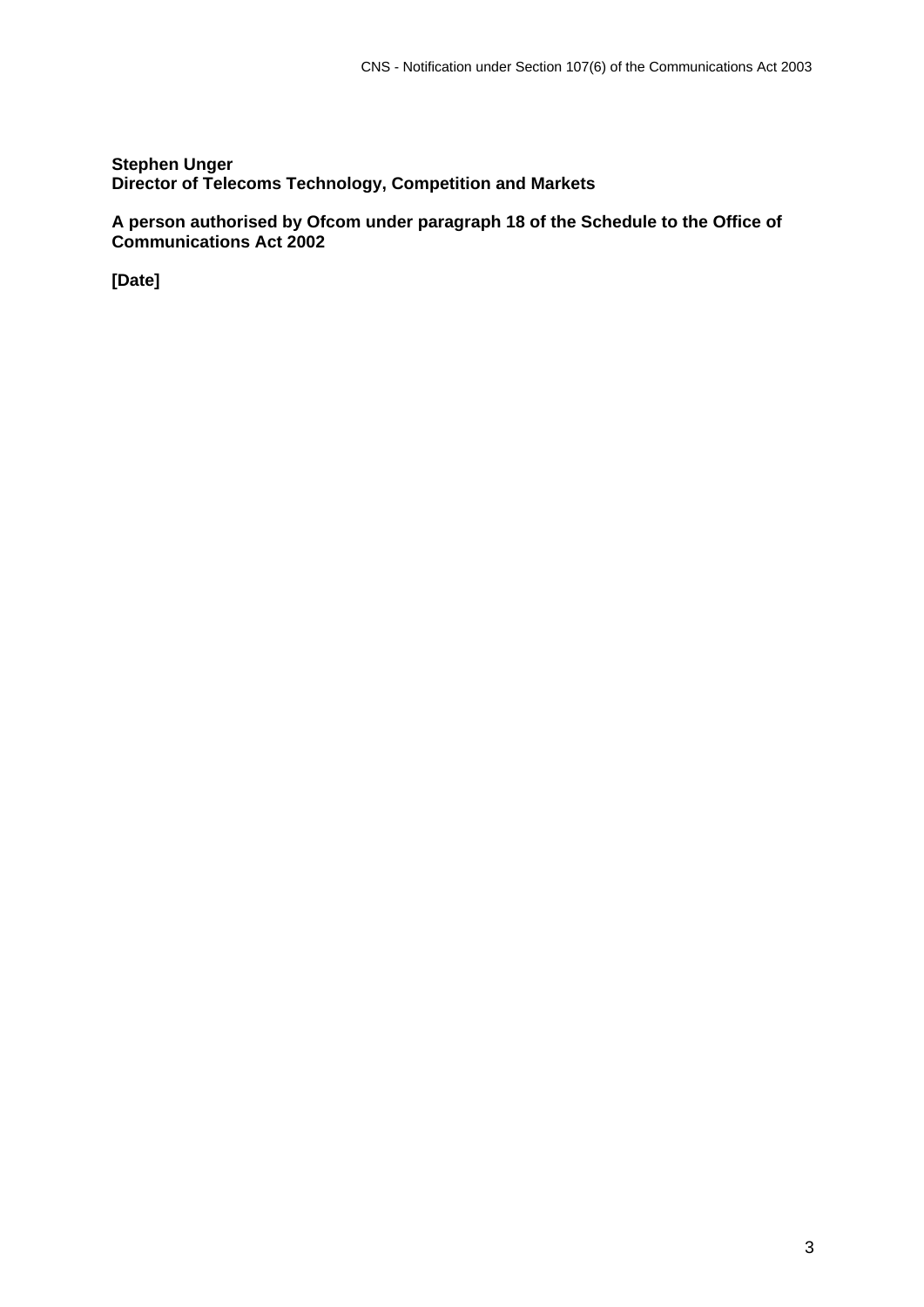**Stephen Unger**
**Director of Telecoms Technology, Competition and Markets**

**A person authorised by Ofcom under paragraph 18 of the Schedule to the Office of Communications Act 2002**

**[Date]**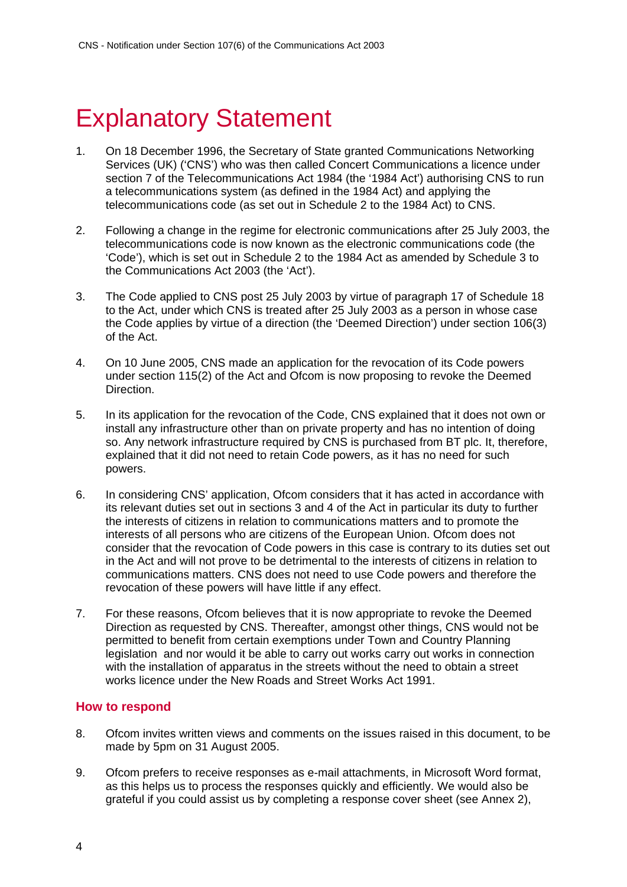# Explanatory Statement

1. On 18 December 1996, the Secretary of State granted Communications Networking Services (UK) ('CNS') who was then called Concert Communications a licence under section 7 of the Telecommunications Act 1984 (the '1984 Act') authorising CNS to run a telecommunications system (as defined in the 1984 Act) and applying the telecommunications code (as set out in Schedule 2 to the 1984 Act) to CNS.

2. Following a change in the regime for electronic communications after 25 July 2003, the telecommunications code is now known as the electronic communications code (the 'Code'), which is set out in Schedule 2 to the 1984 Act as amended by Schedule 3 to the Communications Act 2003 (the 'Act').

3. The Code applied to CNS post 25 July 2003 by virtue of paragraph 17 of Schedule 18 to the Act, under which CNS is treated after 25 July 2003 as a person in whose case the Code applies by virtue of a direction (the 'Deemed Direction') under section 106(3) of the Act.

4. On 10 June 2005, CNS made an application for the revocation of its Code powers under section 115(2) of the Act and Ofcom is now proposing to revoke the Deemed Direction.

5. In its application for the revocation of the Code, CNS explained that it does not own or install any infrastructure other than on private property and has no intention of doing so. Any network infrastructure required by CNS is purchased from BT plc. It, therefore, explained that it did not need to retain Code powers, as it has no need for such powers.

6. In considering CNS' application, Ofcom considers that it has acted in accordance with its relevant duties set out in sections 3 and 4 of the Act in particular its duty to further the interests of citizens in relation to communications matters and to promote the interests of all persons who are citizens of the European Union. Ofcom does not consider that the revocation of Code powers in this case is contrary to its duties set out in the Act and will not prove to be detrimental to the interests of citizens in relation to communications matters. CNS does not need to use Code powers and therefore the revocation of these powers will have little if any effect.

7. For these reasons, Ofcom believes that it is now appropriate to revoke the Deemed Direction as requested by CNS. Thereafter, amongst other things, CNS would not be permitted to benefit from certain exemptions under Town and Country Planning legislation and nor would it be able to carry out works carry out works in connection with the installation of apparatus in the streets without the need to obtain a street works licence under the New Roads and Street Works Act 1991.

## How to respond

8. Ofcom invites written views and comments on the issues raised in this document, to be made by 5pm on 31 August 2005.

9. Ofcom prefers to receive responses as e-mail attachments, in Microsoft Word format, as this helps us to process the responses quickly and efficiently. We would also be grateful if you could assist us by completing a response cover sheet (see Annex 2),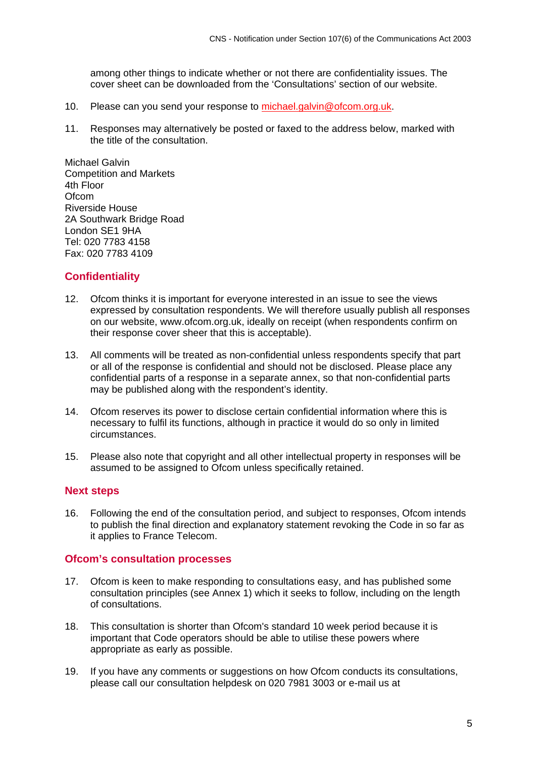among other things to indicate whether or not there are confidentiality issues. The cover sheet can be downloaded from the 'Consultations' section of our website.

10. Please can you send your response to michael.galvin@ofcom.org.uk.

11. Responses may alternatively be posted or faxed to the address below, marked with the title of the consultation.

Michael Galvin
Competition and Markets
4th Floor
Ofcom
Riverside House
2A Southwark Bridge Road
London SE1 9HA
Tel: 020 7783 4158
Fax: 020 7783 4109

## Confidentiality

12. Ofcom thinks it is important for everyone interested in an issue to see the views expressed by consultation respondents. We will therefore usually publish all responses on our website, www.ofcom.org.uk, ideally on receipt (when respondents confirm on their response cover sheer that this is acceptable).

13. All comments will be treated as non-confidential unless respondents specify that part or all of the response is confidential and should not be disclosed. Please place any confidential parts of a response in a separate annex, so that non-confidential parts may be published along with the respondent's identity.

14. Ofcom reserves its power to disclose certain confidential information where this is necessary to fulfil its functions, although in practice it would do so only in limited circumstances.

15. Please also note that copyright and all other intellectual property in responses will be assumed to be assigned to Ofcom unless specifically retained.

## Next steps

16. Following the end of the consultation period, and subject to responses, Ofcom intends to publish the final direction and explanatory statement revoking the Code in so far as it applies to France Telecom.

## Ofcom's consultation processes

17. Ofcom is keen to make responding to consultations easy, and has published some consultation principles (see Annex 1) which it seeks to follow, including on the length of consultations.

18. This consultation is shorter than Ofcom's standard 10 week period because it is important that Code operators should be able to utilise these powers where appropriate as early as possible.

19. If you have any comments or suggestions on how Ofcom conducts its consultations, please call our consultation helpdesk on 020 7981 3003 or e-mail us at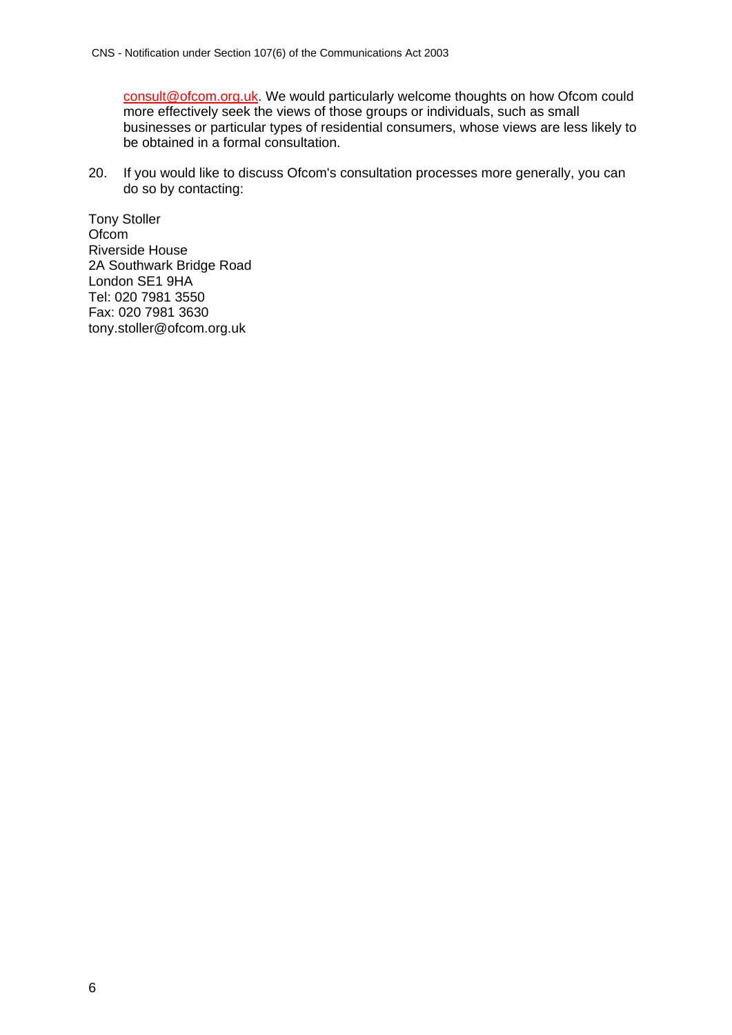consult@ofcom.org.uk. We would particularly welcome thoughts on how Ofcom could more effectively seek the views of those groups or individuals, such as small businesses or particular types of residential consumers, whose views are less likely to be obtained in a formal consultation.

20. If you would like to discuss Ofcom's consultation processes more generally, you can do so by contacting:

Tony Stoller
Ofcom
Riverside House
2A Southwark Bridge Road
London SE1 9HA
Tel: 020 7981 3550
Fax: 020 7981 3630
tony.stoller@ofcom.org.uk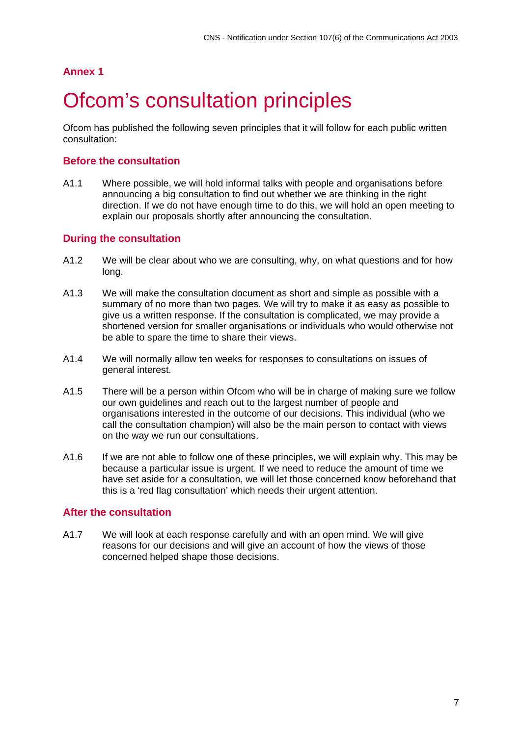## Annex 1

# Ofcom's consultation principles

Ofcom has published the following seven principles that it will follow for each public written consultation:

### Before the consultation

A1.1 Where possible, we will hold informal talks with people and organisations before announcing a big consultation to find out whether we are thinking in the right direction. If we do not have enough time to do this, we will hold an open meeting to explain our proposals shortly after announcing the consultation.

### During the consultation

A1.2 We will be clear about who we are consulting, why, on what questions and for how long.

A1.3 We will make the consultation document as short and simple as possible with a summary of no more than two pages. We will try to make it as easy as possible to give us a written response. If the consultation is complicated, we may provide a shortened version for smaller organisations or individuals who would otherwise not be able to spare the time to share their views.

A1.4 We will normally allow ten weeks for responses to consultations on issues of general interest.

A1.5 There will be a person within Ofcom who will be in charge of making sure we follow our own guidelines and reach out to the largest number of people and organisations interested in the outcome of our decisions. This individual (who we call the consultation champion) will also be the main person to contact with views on the way we run our consultations.

A1.6 If we are not able to follow one of these principles, we will explain why. This may be because a particular issue is urgent. If we need to reduce the amount of time we have set aside for a consultation, we will let those concerned know beforehand that this is a 'red flag consultation' which needs their urgent attention.

### After the consultation

A1.7 We will look at each response carefully and with an open mind. We will give reasons for our decisions and will give an account of how the views of those concerned helped shape those decisions.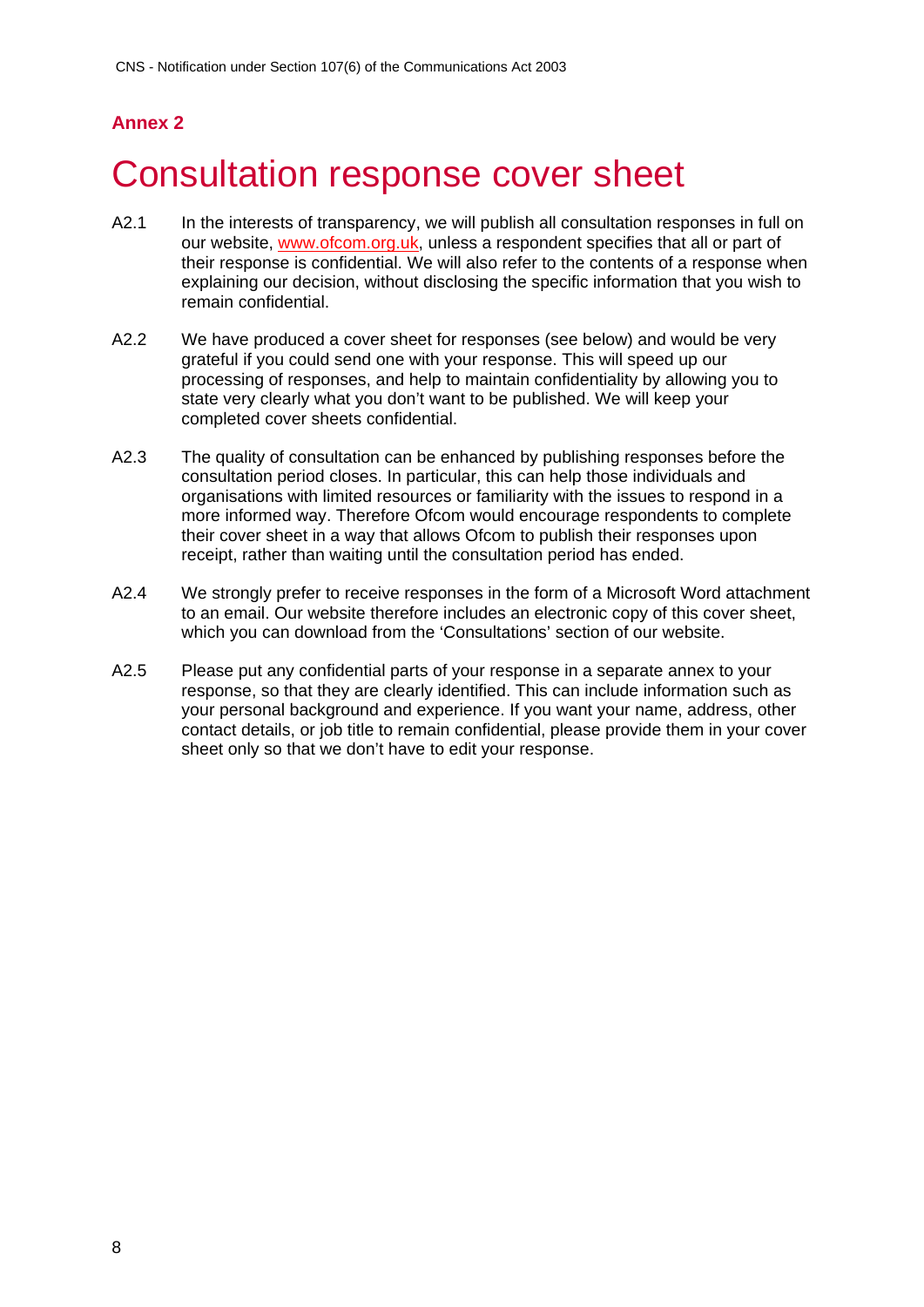**Annex 2**

# Consultation response cover sheet

A2.1 In the interests of transparency, we will publish all consultation responses in full on our website, www.ofcom.org.uk, unless a respondent specifies that all or part of their response is confidential. We will also refer to the contents of a response when explaining our decision, without disclosing the specific information that you wish to remain confidential.

A2.2 We have produced a cover sheet for responses (see below) and would be very grateful if you could send one with your response. This will speed up our processing of responses, and help to maintain confidentiality by allowing you to state very clearly what you don't want to be published. We will keep your completed cover sheets confidential.

A2.3 The quality of consultation can be enhanced by publishing responses before the consultation period closes. In particular, this can help those individuals and organisations with limited resources or familiarity with the issues to respond in a more informed way. Therefore Ofcom would encourage respondents to complete their cover sheet in a way that allows Ofcom to publish their responses upon receipt, rather than waiting until the consultation period has ended.

A2.4 We strongly prefer to receive responses in the form of a Microsoft Word attachment to an email. Our website therefore includes an electronic copy of this cover sheet, which you can download from the 'Consultations' section of our website.

A2.5 Please put any confidential parts of your response in a separate annex to your response, so that they are clearly identified. This can include information such as your personal background and experience. If you want your name, address, other contact details, or job title to remain confidential, please provide them in your cover sheet only so that we don't have to edit your response.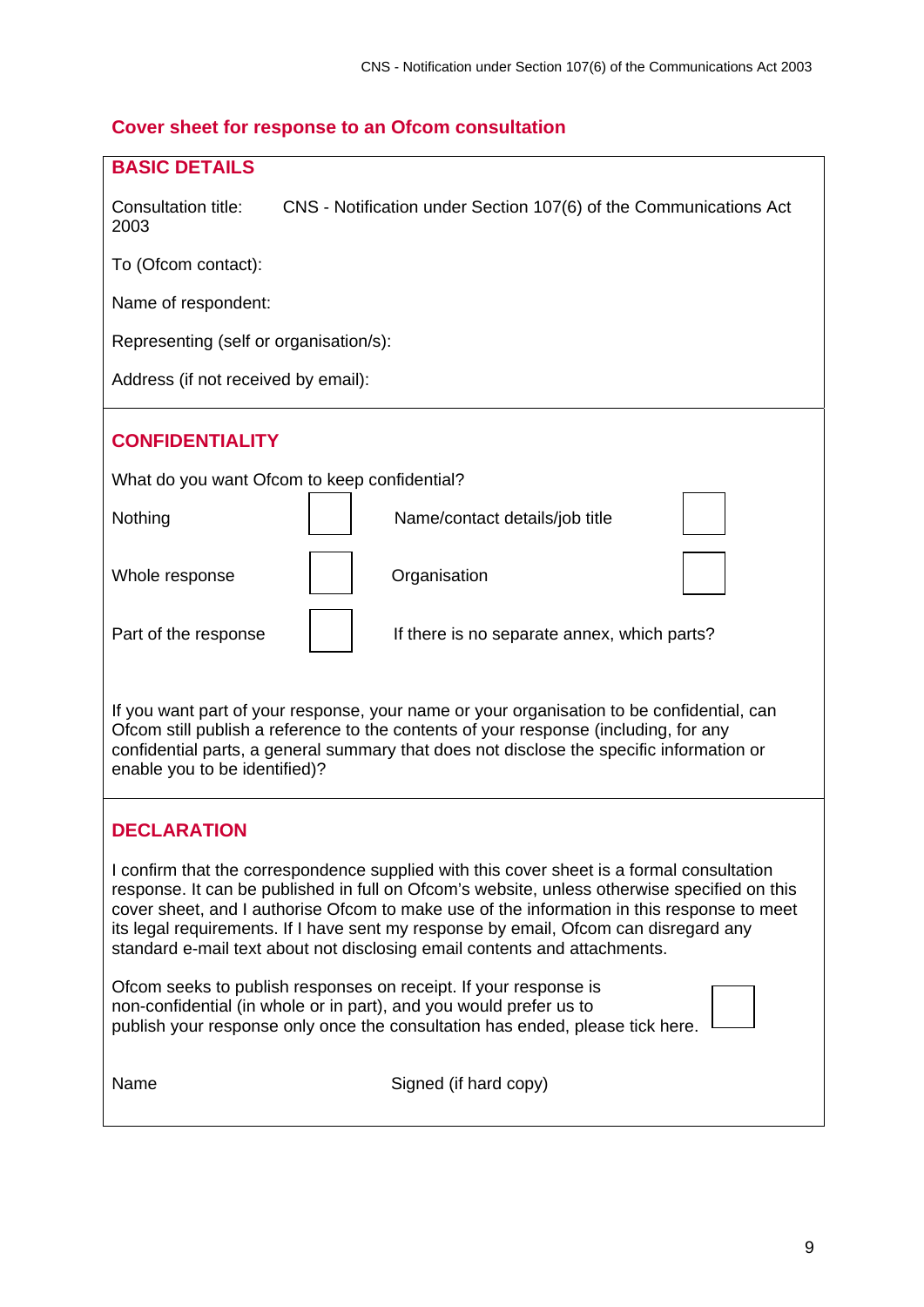## Cover sheet for response to an Ofcom consultation

### BASIC DETAILS

Consultation title: CNS - Notification under Section 107(6) of the Communications Act 2003

To (Ofcom contact):

Name of respondent:

Representing (self or organisation/s):

Address (if not received by email):

### CONFIDENTIALITY

What do you want Ofcom to keep confidential?

| | | | |
|---|---|---|---|
| Nothing | ☐ | Name/contact details/job title | ☐ |
| Whole response | ☐ | Organisation | ☐ |
| Part of the response | ☐ | If there is no separate annex, which parts? | |

If you want part of your response, your name or your organisation to be confidential, can Ofcom still publish a reference to the contents of your response (including, for any confidential parts, a general summary that does not disclose the specific information or enable you to be identified)?

### DECLARATION

I confirm that the correspondence supplied with this cover sheet is a formal consultation response. It can be published in full on Ofcom's website, unless otherwise specified on this cover sheet, and I authorise Ofcom to make use of the information in this response to meet its legal requirements. If I have sent my response by email, Ofcom can disregard any standard e-mail text about not disclosing email contents and attachments.

Ofcom seeks to publish responses on receipt. If your response is non-confidential (in whole or in part), and you would prefer us to publish your response only once the consultation has ended, please tick here. ☐

Name

Signed (if hard copy)